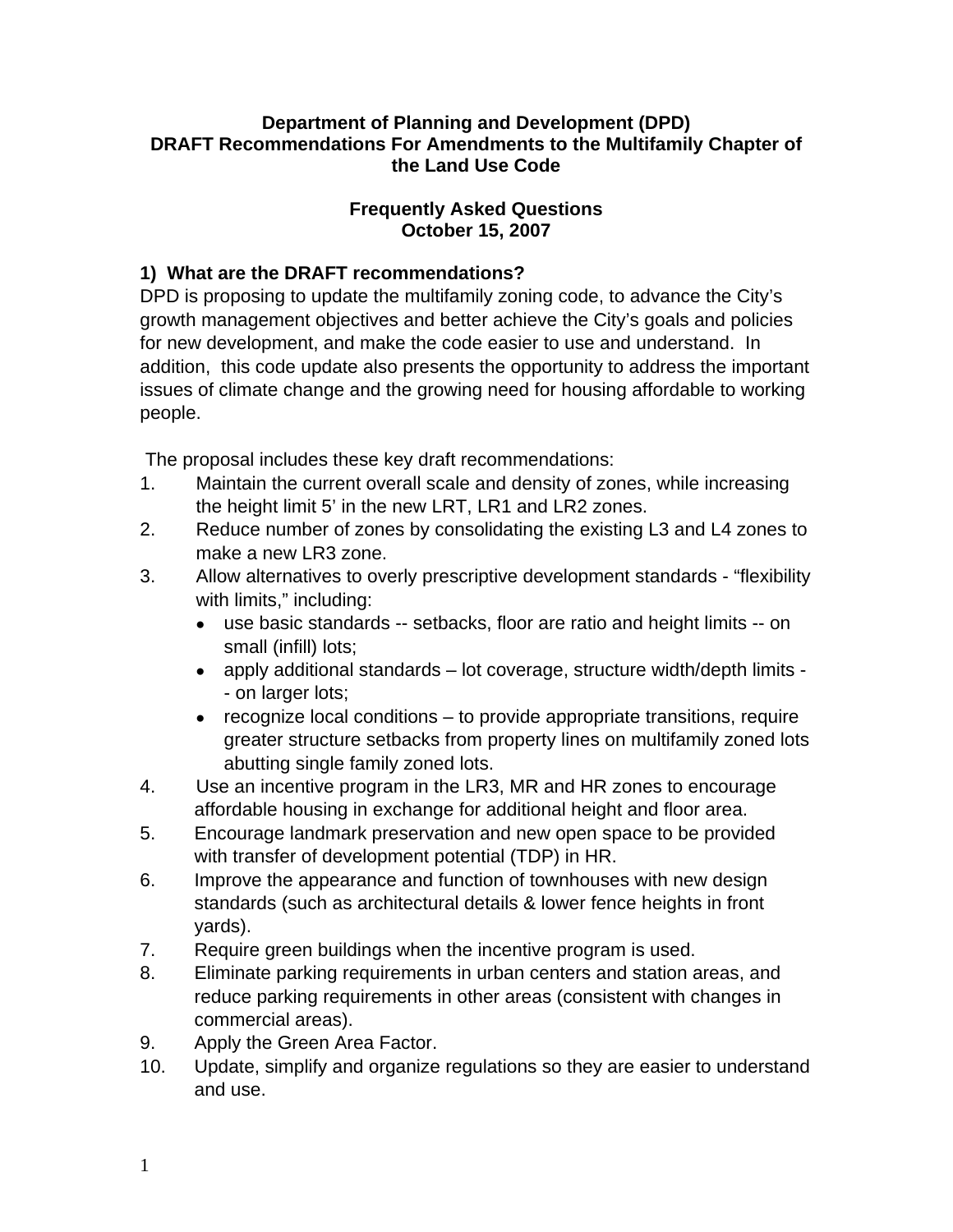**Department of Planning and Development (DPD)**
**DRAFT Recommendations For Amendments to the Multifamily Chapter of the Land Use Code**

**Frequently Asked Questions**
**October 15, 2007**

### 1) What are the DRAFT recommendations?

DPD is proposing to update the multifamily zoning code, to advance the City's growth management objectives and better achieve the City's goals and policies for new development, and make the code easier to use and understand. In addition, this code update also presents the opportunity to address the important issues of climate change and the growing need for housing affordable to working people.

The proposal includes these key draft recommendations:

1. Maintain the current overall scale and density of zones, while increasing the height limit 5' in the new LRT, LR1 and LR2 zones.
2. Reduce number of zones by consolidating the existing L3 and L4 zones to make a new LR3 zone.
3. Allow alternatives to overly prescriptive development standards - "flexibility with limits," including:
   - use basic standards -- setbacks, floor are ratio and height limits -- on small (infill) lots;
   - apply additional standards – lot coverage, structure width/depth limits -- on larger lots;
   - recognize local conditions – to provide appropriate transitions, require greater structure setbacks from property lines on multifamily zoned lots abutting single family zoned lots.
4. Use an incentive program in the LR3, MR and HR zones to encourage affordable housing in exchange for additional height and floor area.
5. Encourage landmark preservation and new open space to be provided with transfer of development potential (TDP) in HR.
6. Improve the appearance and function of townhouses with new design standards (such as architectural details & lower fence heights in front yards).
7. Require green buildings when the incentive program is used.
8. Eliminate parking requirements in urban centers and station areas, and reduce parking requirements in other areas (consistent with changes in commercial areas).
9. Apply the Green Area Factor.
10. Update, simplify and organize regulations so they are easier to understand and use.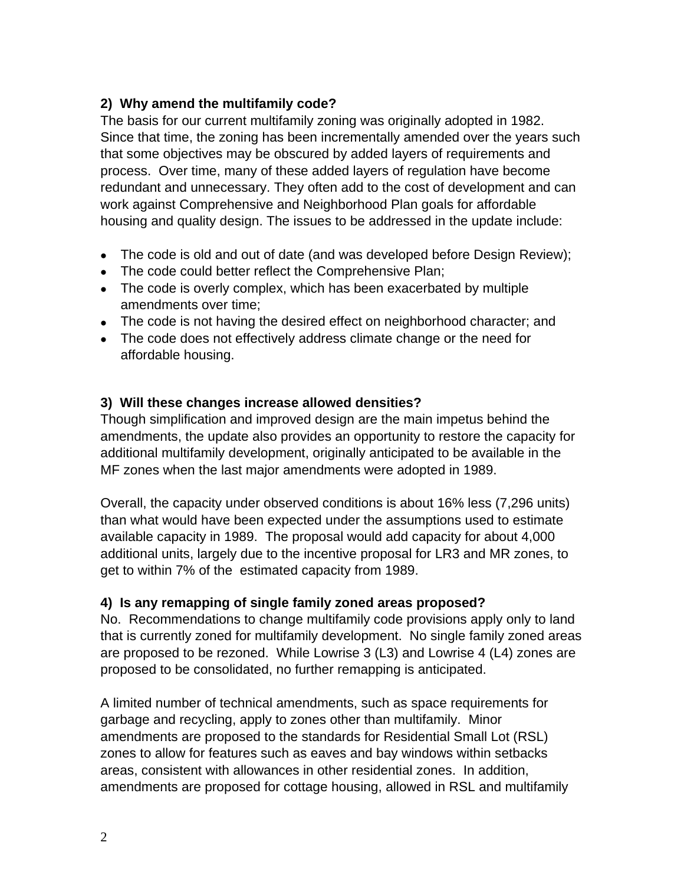**2) Why amend the multifamily code?**

The basis for our current multifamily zoning was originally adopted in 1982. Since that time, the zoning has been incrementally amended over the years such that some objectives may be obscured by added layers of requirements and process. Over time, many of these added layers of regulation have become redundant and unnecessary. They often add to the cost of development and can work against Comprehensive and Neighborhood Plan goals for affordable housing and quality design. The issues to be addressed in the update include:

- The code is old and out of date (and was developed before Design Review);
- The code could better reflect the Comprehensive Plan;
- The code is overly complex, which has been exacerbated by multiple amendments over time;
- The code is not having the desired effect on neighborhood character; and
- The code does not effectively address climate change or the need for affordable housing.

**3) Will these changes increase allowed densities?**

Though simplification and improved design are the main impetus behind the amendments, the update also provides an opportunity to restore the capacity for additional multifamily development, originally anticipated to be available in the MF zones when the last major amendments were adopted in 1989.

Overall, the capacity under observed conditions is about 16% less (7,296 units) than what would have been expected under the assumptions used to estimate available capacity in 1989. The proposal would add capacity for about 4,000 additional units, largely due to the incentive proposal for LR3 and MR zones, to get to within 7% of the estimated capacity from 1989.

**4) Is any remapping of single family zoned areas proposed?**

No. Recommendations to change multifamily code provisions apply only to land that is currently zoned for multifamily development. No single family zoned areas are proposed to be rezoned. While Lowrise 3 (L3) and Lowrise 4 (L4) zones are proposed to be consolidated, no further remapping is anticipated.

A limited number of technical amendments, such as space requirements for garbage and recycling, apply to zones other than multifamily. Minor amendments are proposed to the standards for Residential Small Lot (RSL) zones to allow for features such as eaves and bay windows within setbacks areas, consistent with allowances in other residential zones. In addition, amendments are proposed for cottage housing, allowed in RSL and multifamily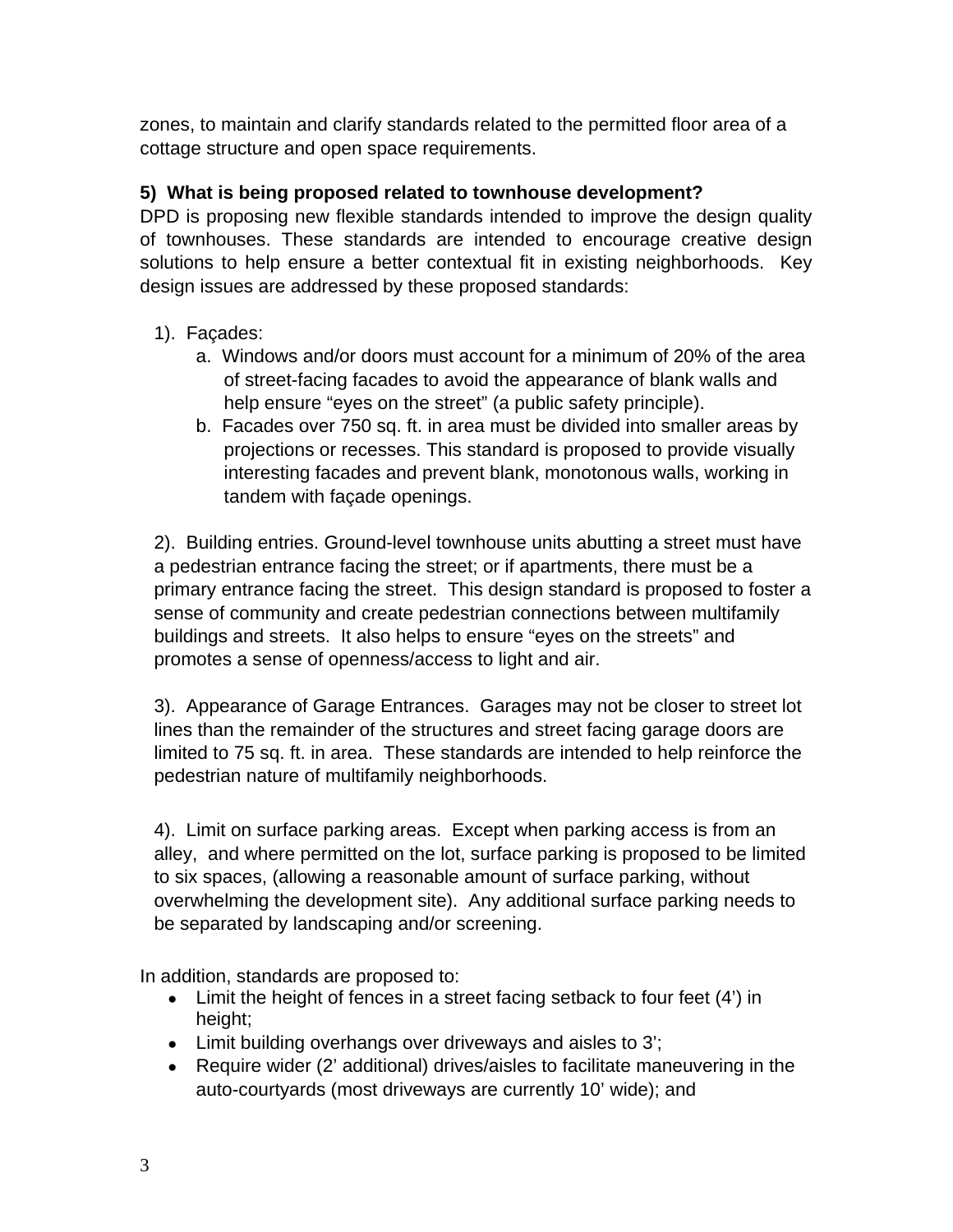zones, to maintain and clarify standards related to the permitted floor area of a cottage structure and open space requirements.

**5) What is being proposed related to townhouse development?**

DPD is proposing new flexible standards intended to improve the design quality of townhouses. These standards are intended to encourage creative design solutions to help ensure a better contextual fit in existing neighborhoods. Key design issues are addressed by these proposed standards:

1). Façades:

a. Windows and/or doors must account for a minimum of 20% of the area of street-facing facades to avoid the appearance of blank walls and help ensure "eyes on the street" (a public safety principle).

b. Facades over 750 sq. ft. in area must be divided into smaller areas by projections or recesses. This standard is proposed to provide visually interesting facades and prevent blank, monotonous walls, working in tandem with façade openings.

2). Building entries. Ground-level townhouse units abutting a street must have a pedestrian entrance facing the street; or if apartments, there must be a primary entrance facing the street. This design standard is proposed to foster a sense of community and create pedestrian connections between multifamily buildings and streets. It also helps to ensure "eyes on the streets" and promotes a sense of openness/access to light and air.

3). Appearance of Garage Entrances. Garages may not be closer to street lot lines than the remainder of the structures and street facing garage doors are limited to 75 sq. ft. in area. These standards are intended to help reinforce the pedestrian nature of multifamily neighborhoods.

4). Limit on surface parking areas. Except when parking access is from an alley, and where permitted on the lot, surface parking is proposed to be limited to six spaces, (allowing a reasonable amount of surface parking, without overwhelming the development site). Any additional surface parking needs to be separated by landscaping and/or screening.

In addition, standards are proposed to:

- Limit the height of fences in a street facing setback to four feet (4') in height;
- Limit building overhangs over driveways and aisles to 3';
- Require wider (2' additional) drives/aisles to facilitate maneuvering in the auto-courtyards (most driveways are currently 10' wide); and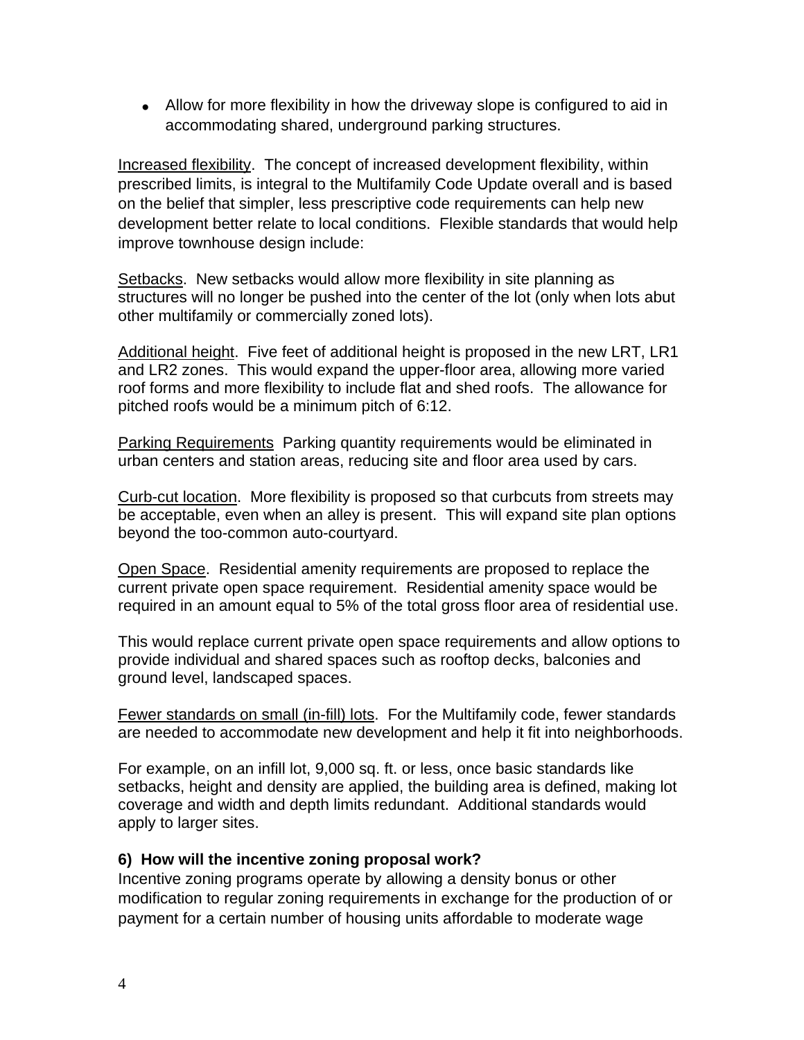- Allow for more flexibility in how the driveway slope is configured to aid in accommodating shared, underground parking structures.

Increased flexibility. The concept of increased development flexibility, within prescribed limits, is integral to the Multifamily Code Update overall and is based on the belief that simpler, less prescriptive code requirements can help new development better relate to local conditions. Flexible standards that would help improve townhouse design include:

Setbacks. New setbacks would allow more flexibility in site planning as structures will no longer be pushed into the center of the lot (only when lots abut other multifamily or commercially zoned lots).

Additional height. Five feet of additional height is proposed in the new LRT, LR1 and LR2 zones. This would expand the upper-floor area, allowing more varied roof forms and more flexibility to include flat and shed roofs. The allowance for pitched roofs would be a minimum pitch of 6:12.

Parking Requirements Parking quantity requirements would be eliminated in urban centers and station areas, reducing site and floor area used by cars.

Curb-cut location. More flexibility is proposed so that curbcuts from streets may be acceptable, even when an alley is present. This will expand site plan options beyond the too-common auto-courtyard.

Open Space. Residential amenity requirements are proposed to replace the current private open space requirement. Residential amenity space would be required in an amount equal to 5% of the total gross floor area of residential use.

This would replace current private open space requirements and allow options to provide individual and shared spaces such as rooftop decks, balconies and ground level, landscaped spaces.

Fewer standards on small (in-fill) lots. For the Multifamily code, fewer standards are needed to accommodate new development and help it fit into neighborhoods.

For example, on an infill lot, 9,000 sq. ft. or less, once basic standards like setbacks, height and density are applied, the building area is defined, making lot coverage and width and depth limits redundant. Additional standards would apply to larger sites.

**6) How will the incentive zoning proposal work?**

Incentive zoning programs operate by allowing a density bonus or other modification to regular zoning requirements in exchange for the production of or payment for a certain number of housing units affordable to moderate wage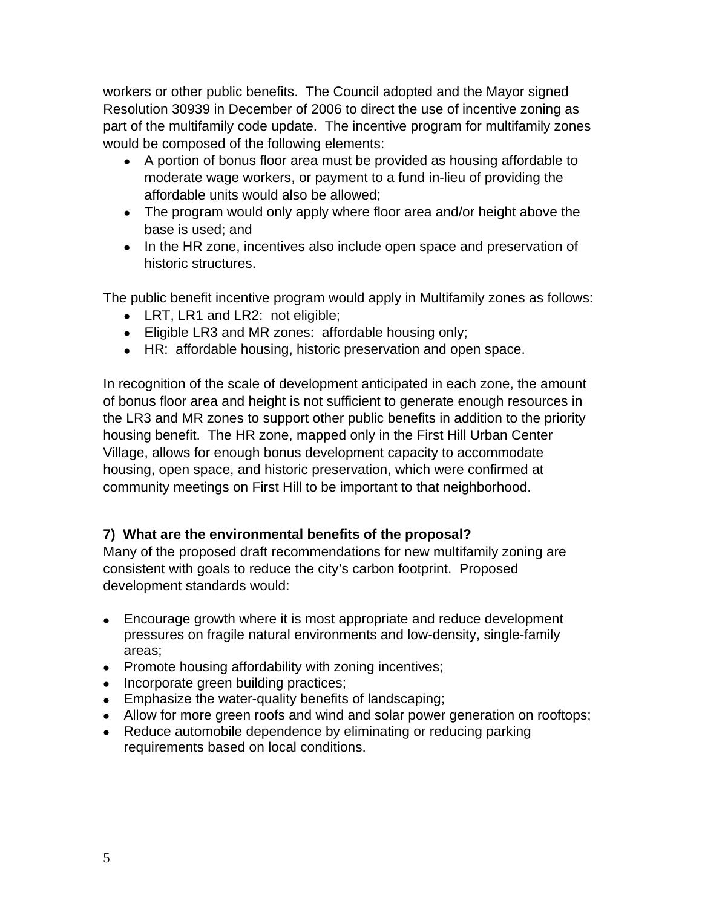workers or other public benefits. The Council adopted and the Mayor signed Resolution 30939 in December of 2006 to direct the use of incentive zoning as part of the multifamily code update. The incentive program for multifamily zones would be composed of the following elements:

- A portion of bonus floor area must be provided as housing affordable to moderate wage workers, or payment to a fund in-lieu of providing the affordable units would also be allowed;
- The program would only apply where floor area and/or height above the base is used; and
- In the HR zone, incentives also include open space and preservation of historic structures.

The public benefit incentive program would apply in Multifamily zones as follows:

- LRT, LR1 and LR2: not eligible;
- Eligible LR3 and MR zones: affordable housing only;
- HR: affordable housing, historic preservation and open space.

In recognition of the scale of development anticipated in each zone, the amount of bonus floor area and height is not sufficient to generate enough resources in the LR3 and MR zones to support other public benefits in addition to the priority housing benefit. The HR zone, mapped only in the First Hill Urban Center Village, allows for enough bonus development capacity to accommodate housing, open space, and historic preservation, which were confirmed at community meetings on First Hill to be important to that neighborhood.

**7) What are the environmental benefits of the proposal?**

Many of the proposed draft recommendations for new multifamily zoning are consistent with goals to reduce the city's carbon footprint. Proposed development standards would:

- Encourage growth where it is most appropriate and reduce development pressures on fragile natural environments and low-density, single-family areas;
- Promote housing affordability with zoning incentives;
- Incorporate green building practices;
- Emphasize the water-quality benefits of landscaping;
- Allow for more green roofs and wind and solar power generation on rooftops;
- Reduce automobile dependence by eliminating or reducing parking requirements based on local conditions.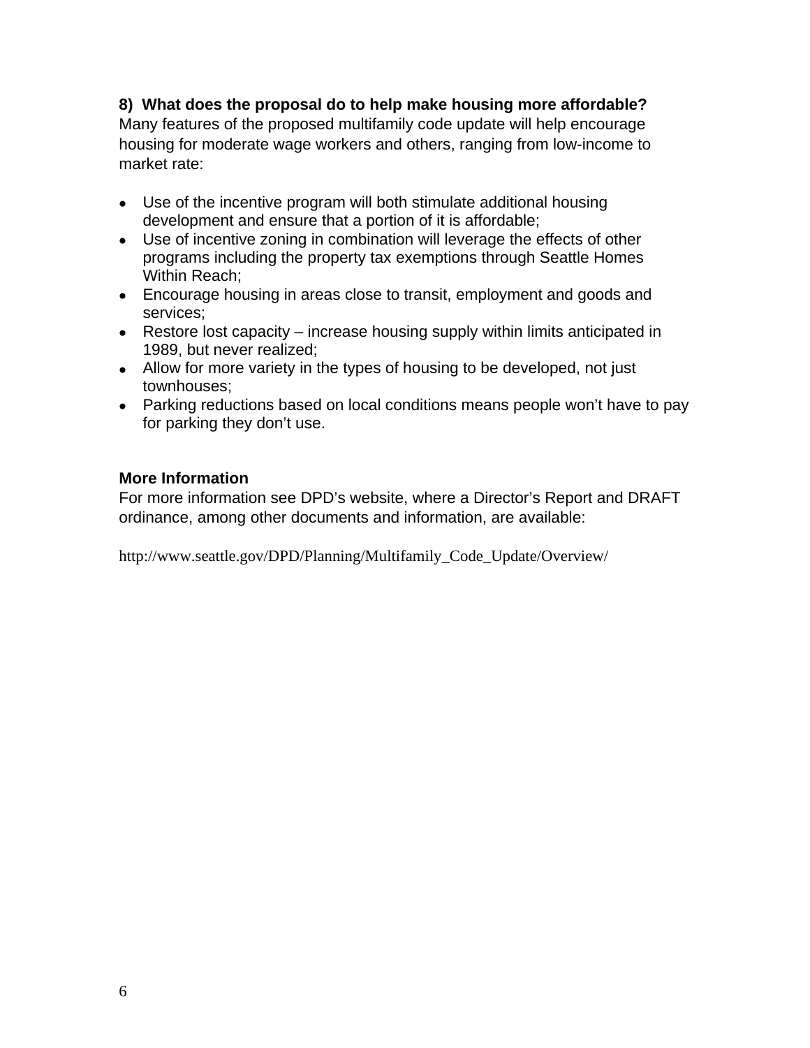**8) What does the proposal do to help make housing more affordable?**
Many features of the proposed multifamily code update will help encourage housing for moderate wage workers and others, ranging from low-income to market rate:

- Use of the incentive program will both stimulate additional housing development and ensure that a portion of it is affordable;
- Use of incentive zoning in combination will leverage the effects of other programs including the property tax exemptions through Seattle Homes Within Reach;
- Encourage housing in areas close to transit, employment and goods and services;
- Restore lost capacity – increase housing supply within limits anticipated in 1989, but never realized;
- Allow for more variety in the types of housing to be developed, not just townhouses;
- Parking reductions based on local conditions means people won't have to pay for parking they don't use.

**More Information**
For more information see DPD's website, where a Director's Report and DRAFT ordinance, among other documents and information, are available:

http://www.seattle.gov/DPD/Planning/Multifamily_Code_Update/Overview/